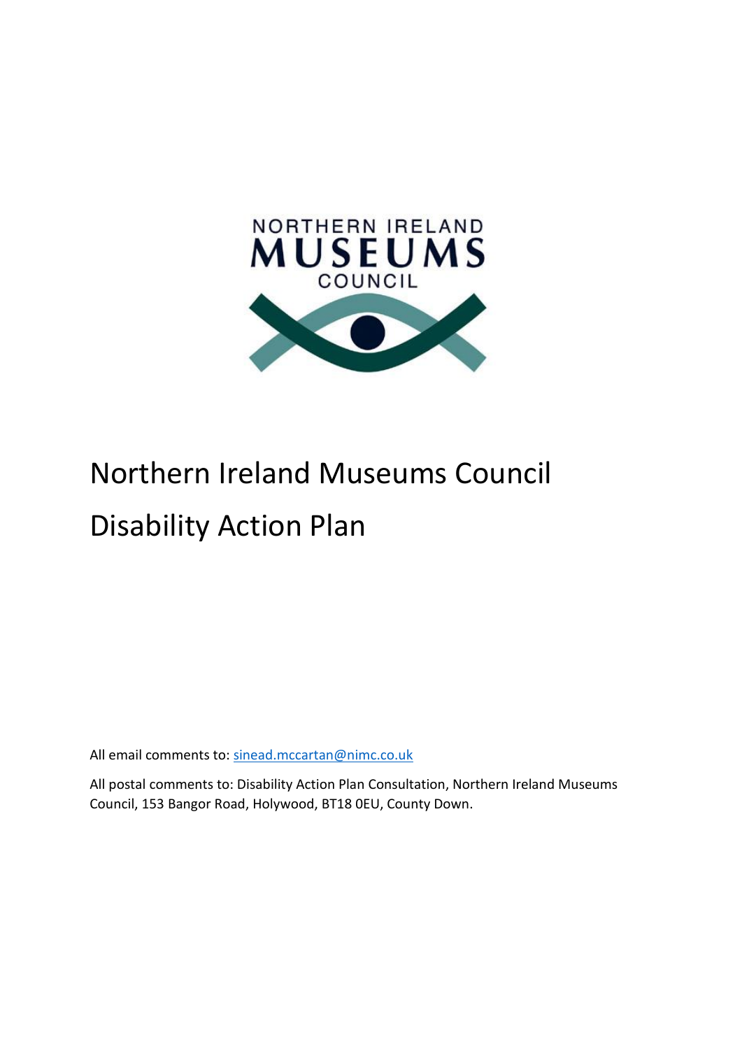NORTHERN IRELAND
MUSEUMS
COUNCIL

# Northern Ireland Museums Council

# Disability Action Plan

All email comments to: sinead.mccartan@nimc.co.uk

All postal comments to: Disability Action Plan Consultation, Northern Ireland Museums Council, 153 Bangor Road, Holywood, BT18 0EU, County Down.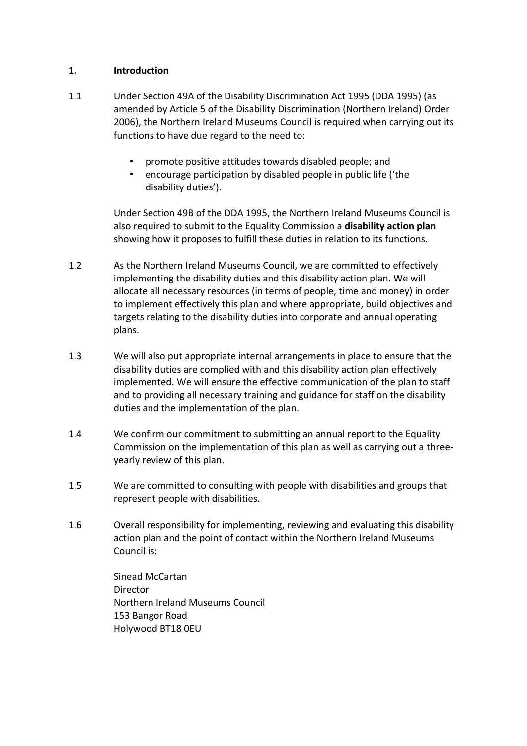## 1. Introduction

1.1 Under Section 49A of the Disability Discrimination Act 1995 (DDA 1995) (as amended by Article 5 of the Disability Discrimination (Northern Ireland) Order 2006), the Northern Ireland Museums Council is required when carrying out its functions to have due regard to the need to:

- promote positive attitudes towards disabled people; and
- encourage participation by disabled people in public life ('the disability duties').

Under Section 49B of the DDA 1995, the Northern Ireland Museums Council is also required to submit to the Equality Commission a **disability action plan** showing how it proposes to fulfill these duties in relation to its functions.

1.2 As the Northern Ireland Museums Council, we are committed to effectively implementing the disability duties and this disability action plan. We will allocate all necessary resources (in terms of people, time and money) in order to implement effectively this plan and where appropriate, build objectives and targets relating to the disability duties into corporate and annual operating plans.

1.3 We will also put appropriate internal arrangements in place to ensure that the disability duties are complied with and this disability action plan effectively implemented. We will ensure the effective communication of the plan to staff and to providing all necessary training and guidance for staff on the disability duties and the implementation of the plan.

1.4 We confirm our commitment to submitting an annual report to the Equality Commission on the implementation of this plan as well as carrying out a three-yearly review of this plan.

1.5 We are committed to consulting with people with disabilities and groups that represent people with disabilities.

1.6 Overall responsibility for implementing, reviewing and evaluating this disability action plan and the point of contact within the Northern Ireland Museums Council is:

Sinead McCartan
Director
Northern Ireland Museums Council
153 Bangor Road
Holywood BT18 0EU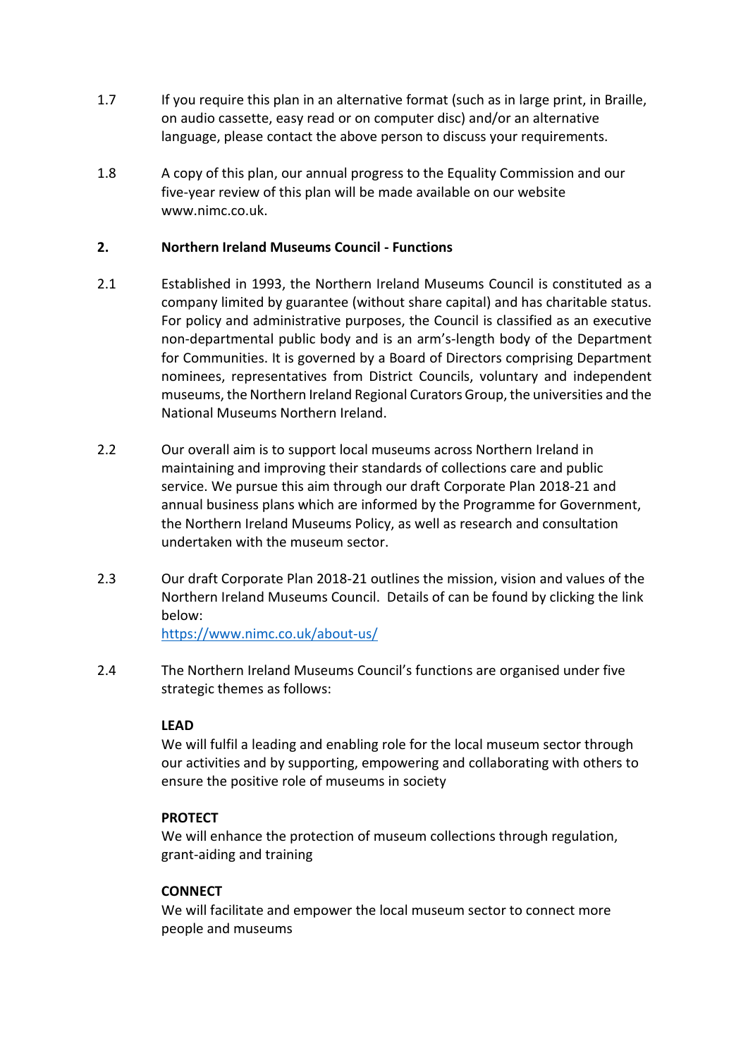1.7 If you require this plan in an alternative format (such as in large print, in Braille, on audio cassette, easy read or on computer disc) and/or an alternative language, please contact the above person to discuss your requirements.

1.8 A copy of this plan, our annual progress to the Equality Commission and our five-year review of this plan will be made available on our website www.nimc.co.uk.

## 2. Northern Ireland Museums Council - Functions

2.1 Established in 1993, the Northern Ireland Museums Council is constituted as a company limited by guarantee (without share capital) and has charitable status. For policy and administrative purposes, the Council is classified as an executive non-departmental public body and is an arm's-length body of the Department for Communities. It is governed by a Board of Directors comprising Department nominees, representatives from District Councils, voluntary and independent museums, the Northern Ireland Regional Curators Group, the universities and the National Museums Northern Ireland.

2.2 Our overall aim is to support local museums across Northern Ireland in maintaining and improving their standards of collections care and public service. We pursue this aim through our draft Corporate Plan 2018-21 and annual business plans which are informed by the Programme for Government, the Northern Ireland Museums Policy, as well as research and consultation undertaken with the museum sector.

2.3 Our draft Corporate Plan 2018-21 outlines the mission, vision and values of the Northern Ireland Museums Council. Details of can be found by clicking the link below:
https://www.nimc.co.uk/about-us/

2.4 The Northern Ireland Museums Council's functions are organised under five strategic themes as follows:

**LEAD**
We will fulfil a leading and enabling role for the local museum sector through our activities and by supporting, empowering and collaborating with others to ensure the positive role of museums in society

**PROTECT**
We will enhance the protection of museum collections through regulation, grant-aiding and training

**CONNECT**
We will facilitate and empower the local museum sector to connect more people and museums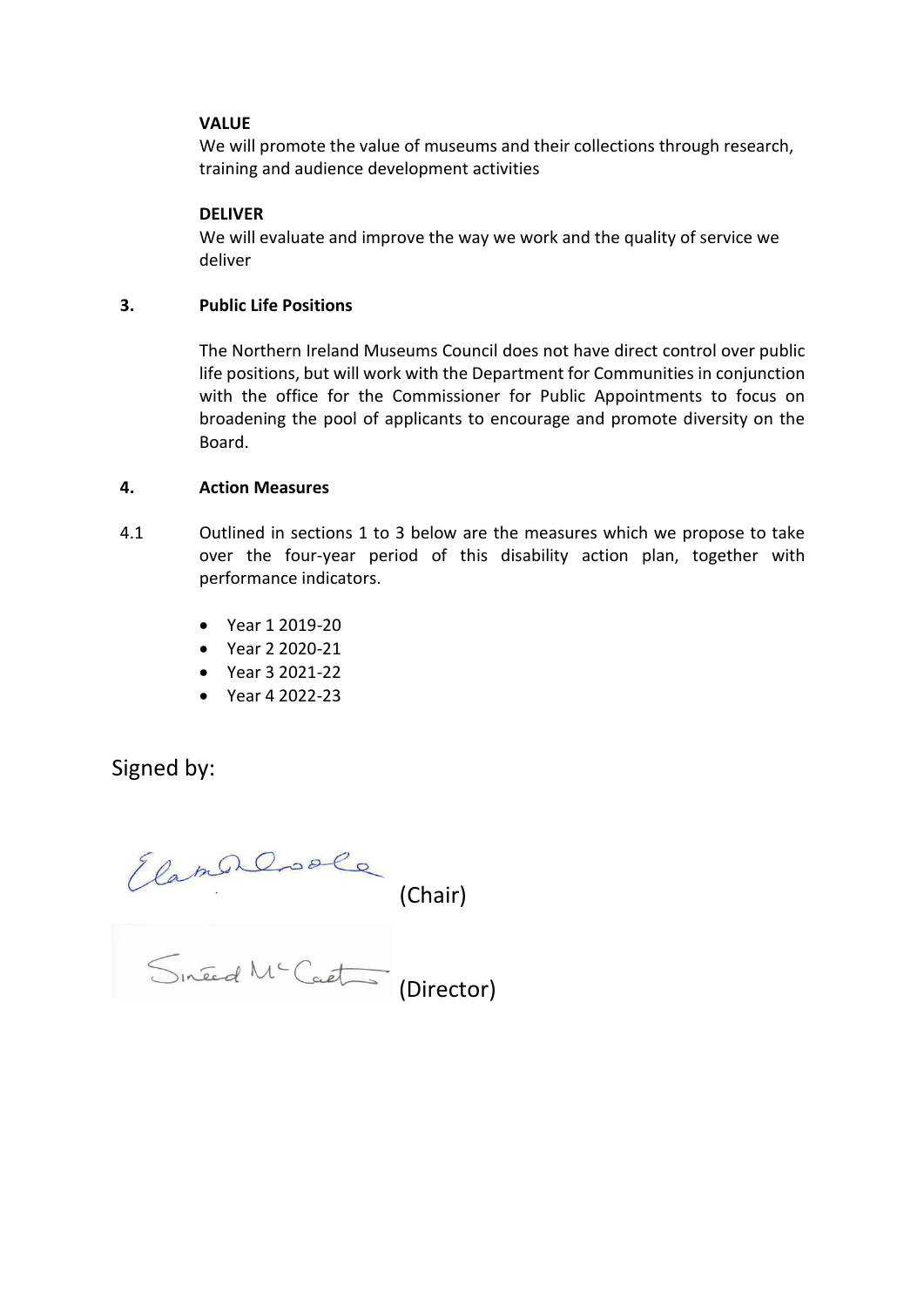**VALUE**
We will promote the value of museums and their collections through research, training and audience development activities

**DELIVER**
We will evaluate and improve the way we work and the quality of service we deliver

## 3. Public Life Positions

The Northern Ireland Museums Council does not have direct control over public life positions, but will work with the Department for Communities in conjunction with the office for the Commissioner for Public Appointments to focus on broadening the pool of applicants to encourage and promote diversity on the Board.

## 4. Action Measures

4.1 Outlined in sections 1 to 3 below are the measures which we propose to take over the four-year period of this disability action plan, together with performance indicators.

- Year 1 2019-20
- Year 2 2020-21
- Year 3 2021-22
- Year 4 2022-23

Signed by:

(Chair)

(Director)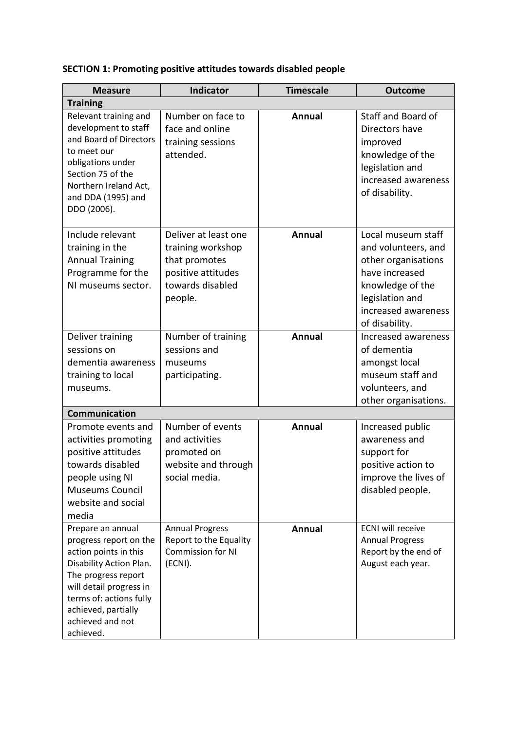**SECTION 1: Promoting positive attitudes towards disabled people**

| Measure | Indicator | Timescale | Outcome |
|---|---|---|---|
| **Training** | | | |
| Relevant training and development to staff and Board of Directors to meet our obligations under Section 75 of the Northern Ireland Act, and DDA (1995) and DDO (2006). | Number on face to face and online training sessions attended. | **Annual** | Staff and Board of Directors have improved knowledge of the legislation and increased awareness of disability. |
| Include relevant training in the Annual Training Programme for the NI museums sector. | Deliver at least one training workshop that promotes positive attitudes towards disabled people. | **Annual** | Local museum staff and volunteers, and other organisations have increased knowledge of the legislation and increased awareness of disability. |
| Deliver training sessions on dementia awareness training to local museums. | Number of training sessions and museums participating. | **Annual** | Increased awareness of dementia amongst local museum staff and volunteers, and other organisations. |
| **Communication** | | | |
| Promote events and activities promoting positive attitudes towards disabled people using NI Museums Council website and social media | Number of events and activities promoted on website and through social media. | **Annual** | Increased public awareness and support for positive action to improve the lives of disabled people. |
| Prepare an annual progress report on the action points in this Disability Action Plan. The progress report will detail progress in terms of: actions fully achieved, partially achieved and not achieved. | Annual Progress Report to the Equality Commission for NI (ECNI). | **Annual** | ECNI will receive Annual Progress Report by the end of August each year. |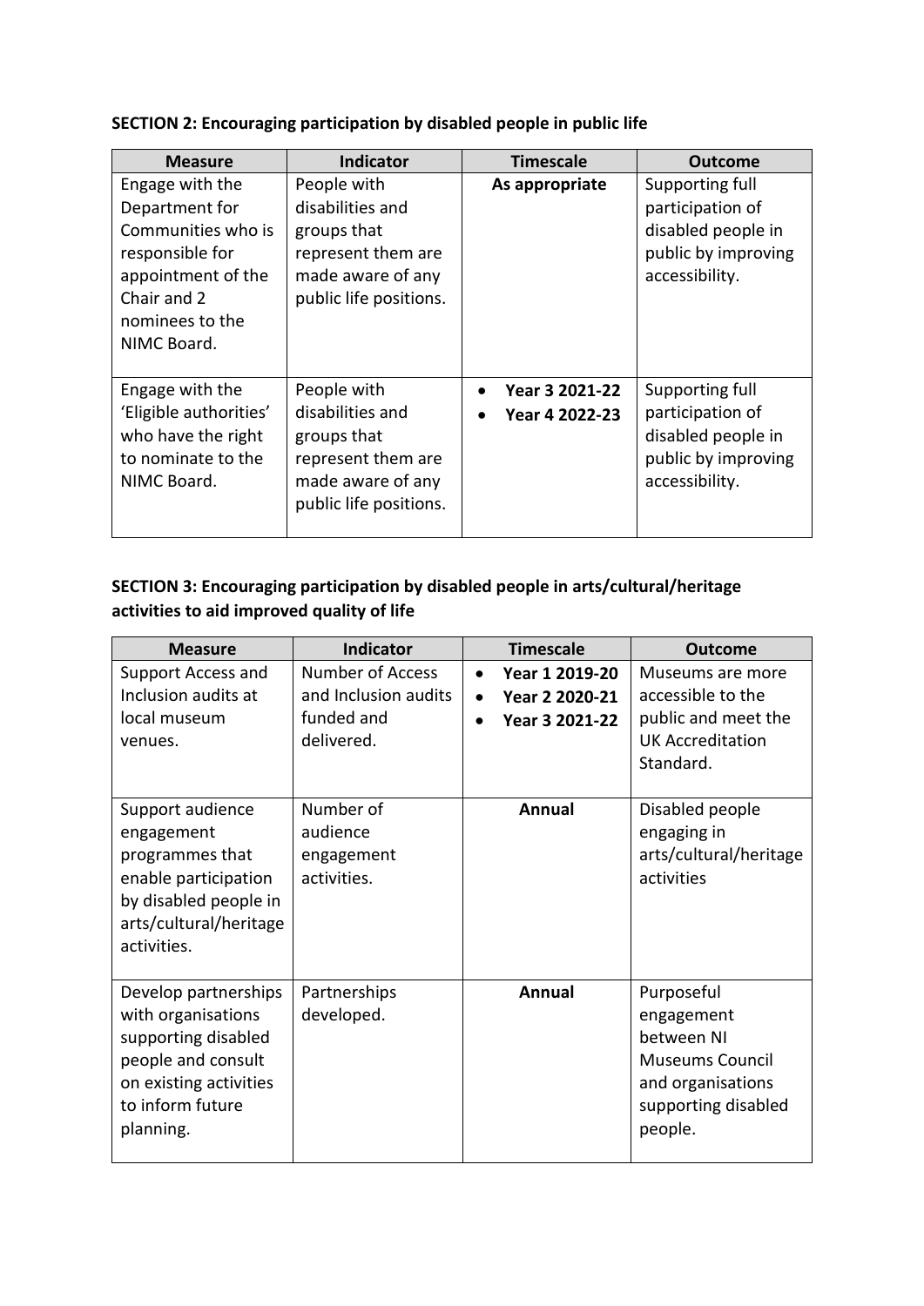**SECTION 2: Encouraging participation by disabled people in public life**

| Measure | Indicator | Timescale | Outcome |
|---|---|---|---|
| Engage with the Department for Communities who is responsible for appointment of the Chair and 2 nominees to the NIMC Board. | People with disabilities and groups that represent them are made aware of any public life positions. | **As appropriate** | Supporting full participation of disabled people in public by improving accessibility. |
| Engage with the 'Eligible authorities' who have the right to nominate to the NIMC Board. | People with disabilities and groups that represent them are made aware of any public life positions. | • **Year 3 2021-22**<br>• **Year 4 2022-23** | Supporting full participation of disabled people in public by improving accessibility. |

**SECTION 3: Encouraging participation by disabled people in arts/cultural/heritage activities to aid improved quality of life**

| Measure | Indicator | Timescale | Outcome |
|---|---|---|---|
| Support Access and Inclusion audits at local museum venues. | Number of Access and Inclusion audits funded and delivered. | • **Year 1 2019-20**<br>• **Year 2 2020-21**<br>• **Year 3 2021-22** | Museums are more accessible to the public and meet the UK Accreditation Standard. |
| Support audience engagement programmes that enable participation by disabled people in arts/cultural/heritage activities. | Number of audience engagement activities. | **Annual** | Disabled people engaging in arts/cultural/heritage activities |
| Develop partnerships with organisations supporting disabled people and consult on existing activities to inform future planning. | Partnerships developed. | **Annual** | Purposeful engagement between NI Museums Council and organisations supporting disabled people. |